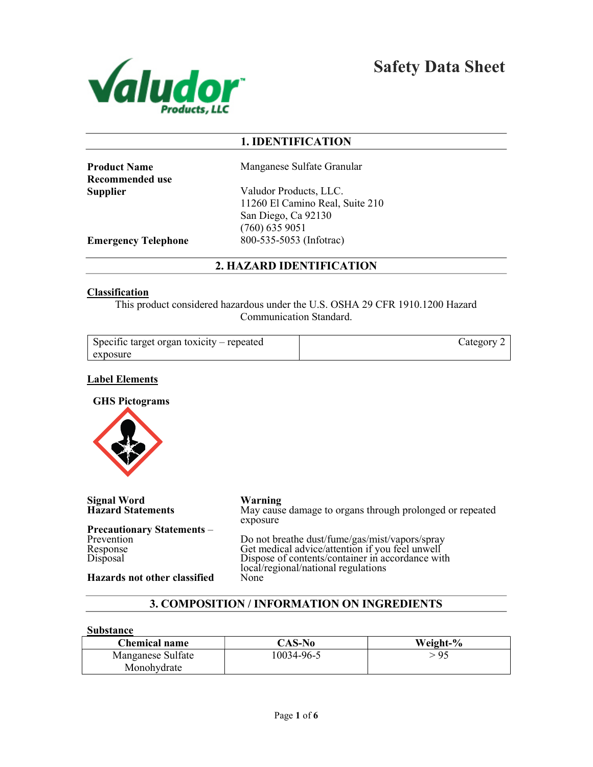# Safety Data Sheet

## 1. IDENTIFICATION

**Product Name** Manganese Sulfate Granular

**Recommended use**

**Supplier** Valudor Products, LLC.
11260 El Camino Real, Suite 210
San Diego, Ca 92130
(760) 635 9051

**Emergency Telephone** 800-535-5053 (Infotrac)

## 2. HAZARD IDENTIFICATION

**Classification**

This product considered hazardous under the U.S. OSHA 29 CFR 1910.1200 Hazard Communication Standard.

| Specific target organ toxicity – repeated exposure | Category 2 |
|---|---|

**Label Elements**

**GHS Pictograms**

**Signal Word** Warning

**Hazard Statements** May cause damage to organs through prolonged or repeated exposure

**Precautionary Statements –**

Prevention: Do not breathe dust/fume/gas/mist/vapors/spray

Response: Get medical advice/attention if you feel unwell

Disposal: Dispose of contents/container in accordance with local/regional/national regulations

**Hazards not other classified** None

## 3. COMPOSITION / INFORMATION ON INGREDIENTS

**Substance**

| Chemical name | CAS-No | Weight-% |
|---|---|---|
| Manganese Sulfate Monohydrate | 10034-96-5 | > 95 |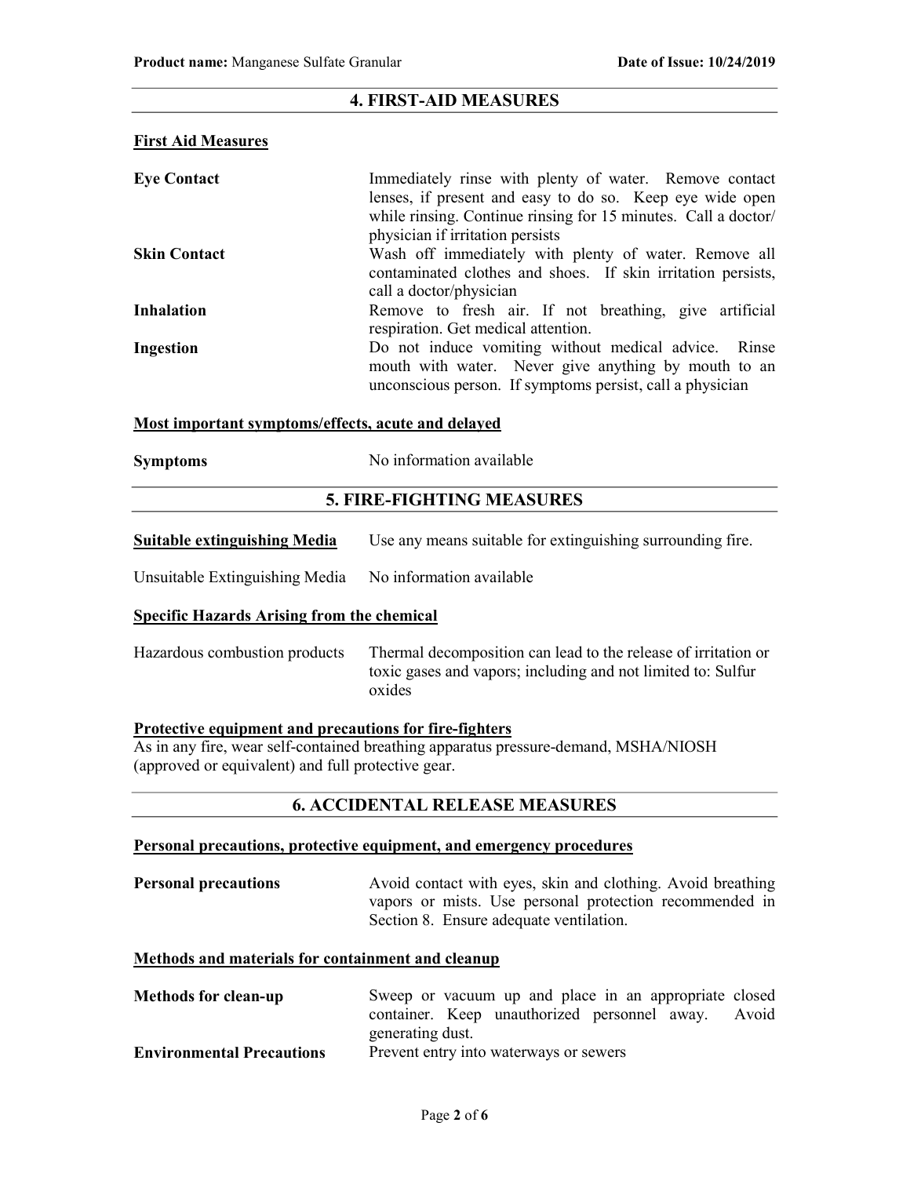## 4. FIRST-AID MEASURES

### First Aid Measures

| | |
|---|---|
| **Eye Contact** | Immediately rinse with plenty of water. Remove contact lenses, if present and easy to do so. Keep eye wide open while rinsing. Continue rinsing for 15 minutes. Call a doctor/ physician if irritation persists |
| **Skin Contact** | Wash off immediately with plenty of water. Remove all contaminated clothes and shoes. If skin irritation persists, call a doctor/physician |
| **Inhalation** | Remove to fresh air. If not breathing, give artificial respiration. Get medical attention. |
| **Ingestion** | Do not induce vomiting without medical advice. Rinse mouth with water. Never give anything by mouth to an unconscious person. If symptoms persist, call a physician |

### Most important symptoms/effects, acute and delayed

| | |
|---|---|
| **Symptoms** | No information available |

## 5. FIRE-FIGHTING MEASURES

| | |
|---|---|
| **Suitable extinguishing Media** | Use any means suitable for extinguishing surrounding fire. |
| Unsuitable Extinguishing Media | No information available |

### Specific Hazards Arising from the chemical

| | |
|---|---|
| Hazardous combustion products | Thermal decomposition can lead to the release of irritation or toxic gases and vapors; including and not limited to: Sulfur oxides |

### Protective equipment and precautions for fire-fighters

As in any fire, wear self-contained breathing apparatus pressure-demand, MSHA/NIOSH (approved or equivalent) and full protective gear.

## 6. ACCIDENTAL RELEASE MEASURES

### Personal precautions, protective equipment, and emergency procedures

| | |
|---|---|
| **Personal precautions** | Avoid contact with eyes, skin and clothing. Avoid breathing vapors or mists. Use personal protection recommended in Section 8. Ensure adequate ventilation. |

### Methods and materials for containment and cleanup

| | |
|---|---|
| **Methods for clean-up** | Sweep or vacuum up and place in an appropriate closed container. Keep unauthorized personnel away. Avoid generating dust. |
| **Environmental Precautions** | Prevent entry into waterways or sewers |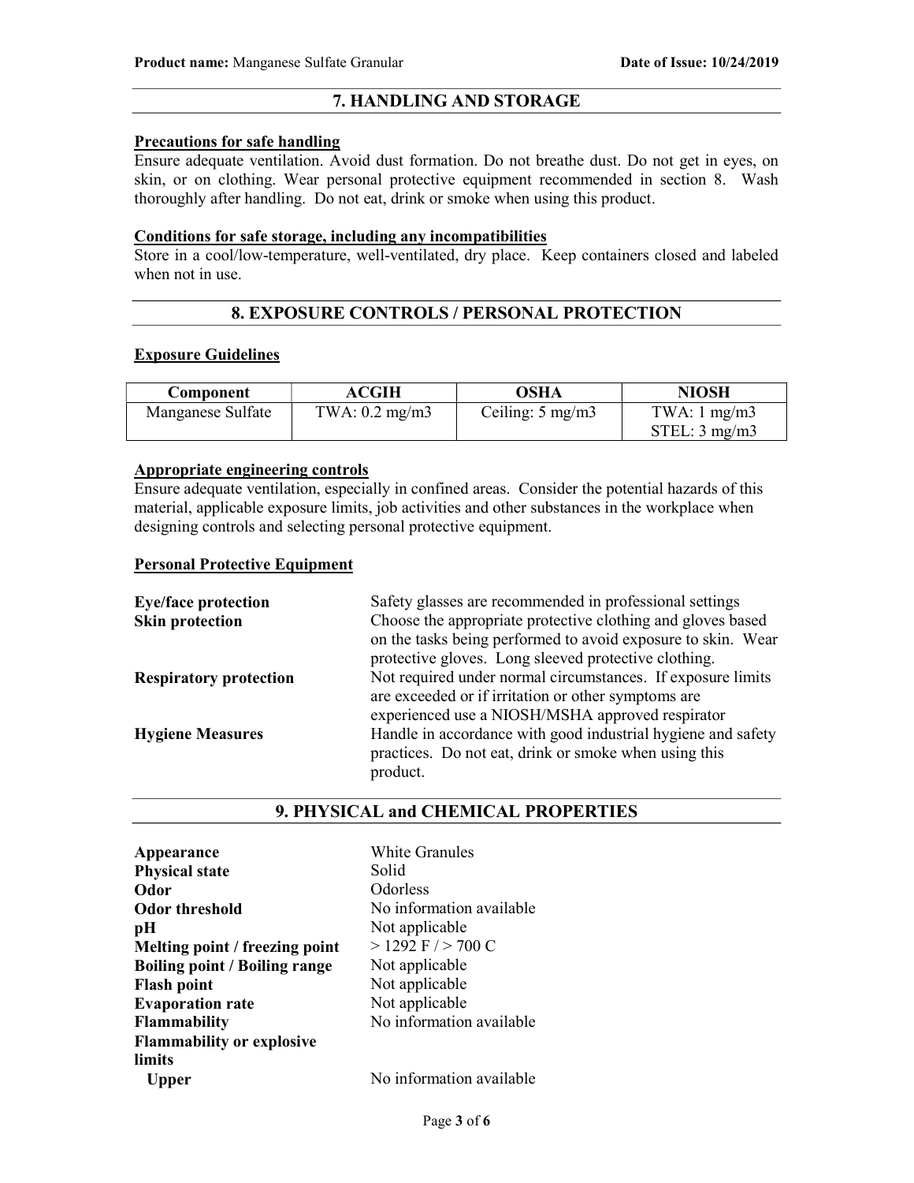## 7. HANDLING AND STORAGE

**Precautions for safe handling**

Ensure adequate ventilation. Avoid dust formation. Do not breathe dust. Do not get in eyes, on skin, or on clothing. Wear personal protective equipment recommended in section 8. Wash thoroughly after handling. Do not eat, drink or smoke when using this product.

**Conditions for safe storage, including any incompatibilities**

Store in a cool/low-temperature, well-ventilated, dry place. Keep containers closed and labeled when not in use.

## 8. EXPOSURE CONTROLS / PERSONAL PROTECTION

**Exposure Guidelines**

| Component | ACGIH | OSHA | NIOSH |
|---|---|---|---|
| Manganese Sulfate | TWA: 0.2 mg/m3 | Ceiling: 5 mg/m3 | TWA: 1 mg/m3<br>STEL: 3 mg/m3 |

**Appropriate engineering controls**

Ensure adequate ventilation, especially in confined areas. Consider the potential hazards of this material, applicable exposure limits, job activities and other substances in the workplace when designing controls and selecting personal protective equipment.

**Personal Protective Equipment**

| | |
|---|---|
| **Eye/face protection** | Safety glasses are recommended in professional settings |
| **Skin protection** | Choose the appropriate protective clothing and gloves based on the tasks being performed to avoid exposure to skin. Wear protective gloves. Long sleeved protective clothing. |
| **Respiratory protection** | Not required under normal circumstances. If exposure limits are exceeded or if irritation or other symptoms are experienced use a NIOSH/MSHA approved respirator |
| **Hygiene Measures** | Handle in accordance with good industrial hygiene and safety practices. Do not eat, drink or smoke when using this product. |

## 9. PHYSICAL and CHEMICAL PROPERTIES

| | |
|---|---|
| **Appearance** | White Granules |
| **Physical state** | Solid |
| **Odor** | Odorless |
| **Odor threshold** | No information available |
| **pH** | Not applicable |
| **Melting point / freezing point** | > 1292 F / > 700 C |
| **Boiling point / Boiling range** | Not applicable |
| **Flash point** | Not applicable |
| **Evaporation rate** | Not applicable |
| **Flammability** | No information available |
| **Flammability or explosive limits** | |
| **Upper** | No information available |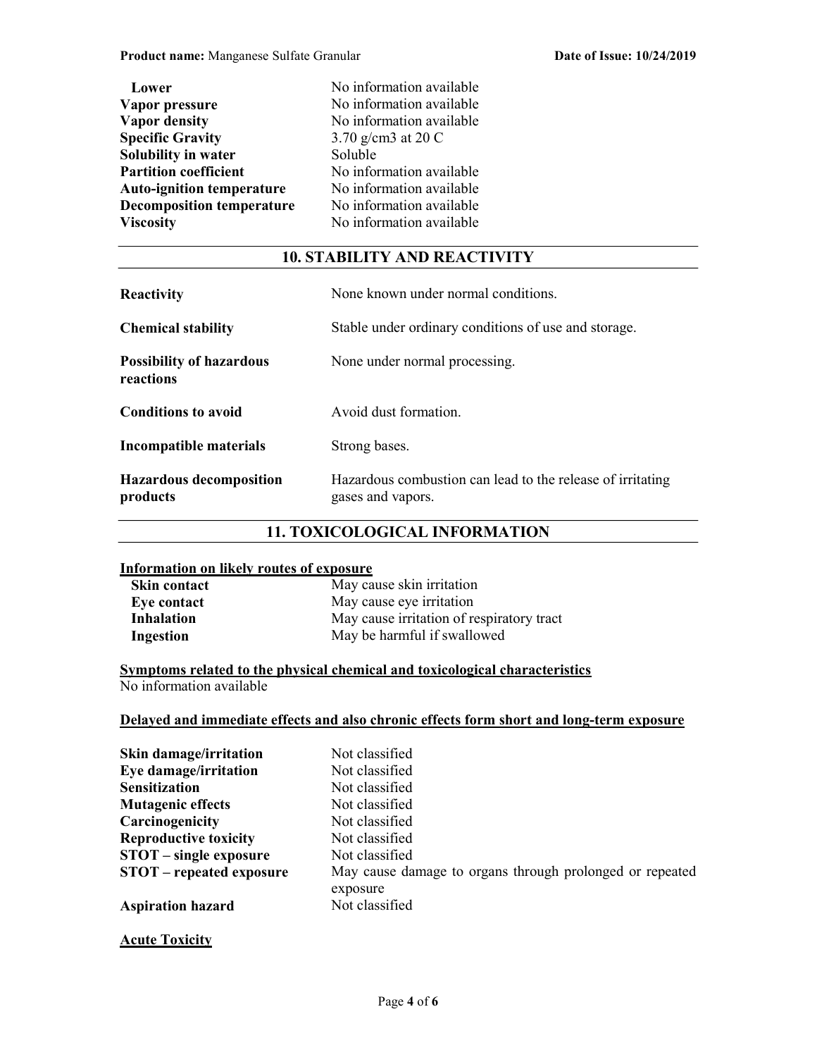| | |
|---|---|
| **Lower** | No information available |
| **Vapor pressure** | No information available |
| **Vapor density** | No information available |
| **Specific Gravity** | 3.70 g/cm3 at 20 C |
| **Solubility in water** | Soluble |
| **Partition coefficient** | No information available |
| **Auto-ignition temperature** | No information available |
| **Decomposition temperature** | No information available |
| **Viscosity** | No information available |

## 10. STABILITY AND REACTIVITY

| | |
|---|---|
| **Reactivity** | None known under normal conditions. |
| **Chemical stability** | Stable under ordinary conditions of use and storage. |
| **Possibility of hazardous reactions** | None under normal processing. |
| **Conditions to avoid** | Avoid dust formation. |
| **Incompatible materials** | Strong bases. |
| **Hazardous decomposition products** | Hazardous combustion can lead to the release of irritating gases and vapors. |

## 11. TOXICOLOGICAL INFORMATION

**Information on likely routes of exposure**

| | |
|---|---|
| **Skin contact** | May cause skin irritation |
| **Eye contact** | May cause eye irritation |
| **Inhalation** | May cause irritation of respiratory tract |
| **Ingestion** | May be harmful if swallowed |

**Symptoms related to the physical chemical and toxicological characteristics**

No information available

**Delayed and immediate effects and also chronic effects form short and long-term exposure**

| | |
|---|---|
| **Skin damage/irritation** | Not classified |
| **Eye damage/irritation** | Not classified |
| **Sensitization** | Not classified |
| **Mutagenic effects** | Not classified |
| **Carcinogenicity** | Not classified |
| **Reproductive toxicity** | Not classified |
| **STOT – single exposure** | Not classified |
| **STOT – repeated exposure** | May cause damage to organs through prolonged or repeated exposure |
| **Aspiration hazard** | Not classified |

**Acute Toxicity**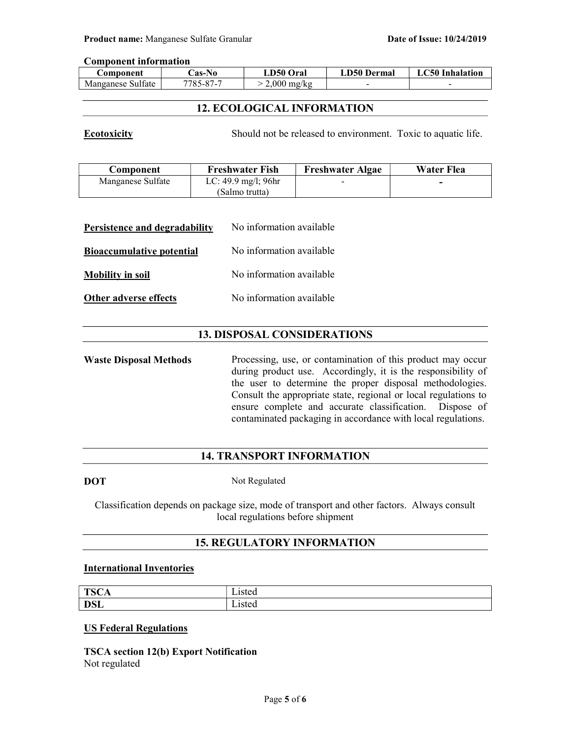**Component information**

| Component | Cas-No | LD50 Oral | LD50 Dermal | LC50 Inhalation |
|---|---|---|---|---|
| Manganese Sulfate | 7785-87-7 | > 2,000 mg/kg | - | - |

## 12. ECOLOGICAL INFORMATION

**Ecotoxicity** Should not be released to environment. Toxic to aquatic life.

| Component | Freshwater Fish | Freshwater Algae | Water Flea |
|---|---|---|---|
| Manganese Sulfate | LC: 49.9 mg/l; 96hr (Salmo trutta) | - | - |

**Persistence and degradability** No information available

**Bioaccumulative potential** No information available

**Mobility in soil** No information available

**Other adverse effects** No information available

## 13. DISPOSAL CONSIDERATIONS

**Waste Disposal Methods** Processing, use, or contamination of this product may occur during product use. Accordingly, it is the responsibility of the user to determine the proper disposal methodologies. Consult the appropriate state, regional or local regulations to ensure complete and accurate classification. Dispose of contaminated packaging in accordance with local regulations.

## 14. TRANSPORT INFORMATION

**DOT** Not Regulated

Classification depends on package size, mode of transport and other factors. Always consult local regulations before shipment

## 15. REGULATORY INFORMATION

**International Inventories**

| | |
|---|---|
| **TSCA** | Listed |
| **DSL** | Listed |

**US Federal Regulations**

**TSCA section 12(b) Export Notification**
Not regulated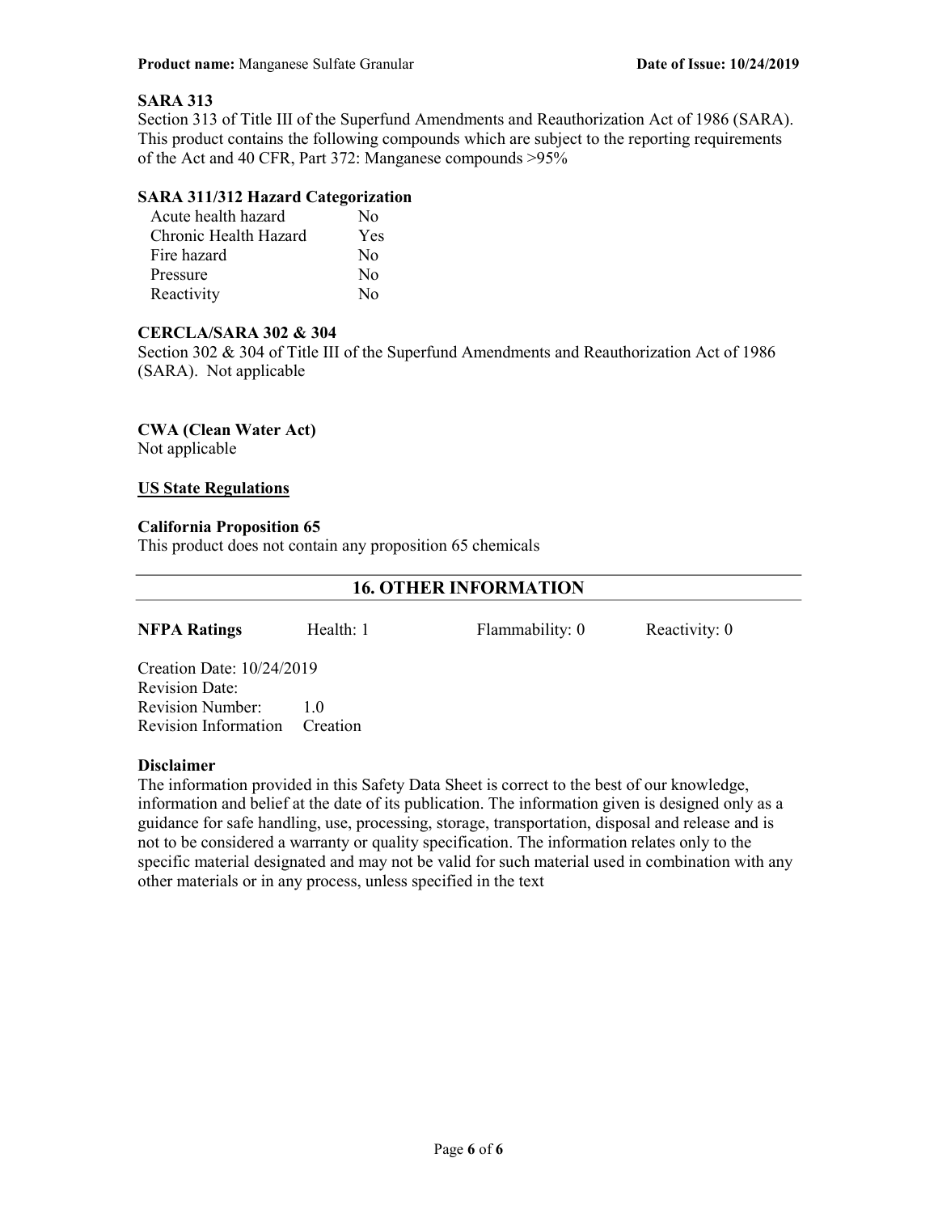**SARA 313**

Section 313 of Title III of the Superfund Amendments and Reauthorization Act of 1986 (SARA). This product contains the following compounds which are subject to the reporting requirements of the Act and 40 CFR, Part 372: Manganese compounds >95%

**SARA 311/312 Hazard Categorization**

| | |
|---|---|
| Acute health hazard | No |
| Chronic Health Hazard | Yes |
| Fire hazard | No |
| Pressure | No |
| Reactivity | No |

**CERCLA/SARA 302 & 304**

Section 302 & 304 of Title III of the Superfund Amendments and Reauthorization Act of 1986 (SARA). Not applicable

**CWA (Clean Water Act)**

Not applicable

**US State Regulations**

**California Proposition 65**

This product does not contain any proposition 65 chemicals

## 16. OTHER INFORMATION

| | | | |
|---|---|---|---|
| **NFPA Ratings** | Health: 1 | Flammability: 0 | Reactivity: 0 |

Creation Date: 10/24/2019
Revision Date:
Revision Number: 1.0
Revision Information Creation

**Disclaimer**

The information provided in this Safety Data Sheet is correct to the best of our knowledge, information and belief at the date of its publication. The information given is designed only as a guidance for safe handling, use, processing, storage, transportation, disposal and release and is not to be considered a warranty or quality specification. The information relates only to the specific material designated and may not be valid for such material used in combination with any other materials or in any process, unless specified in the text